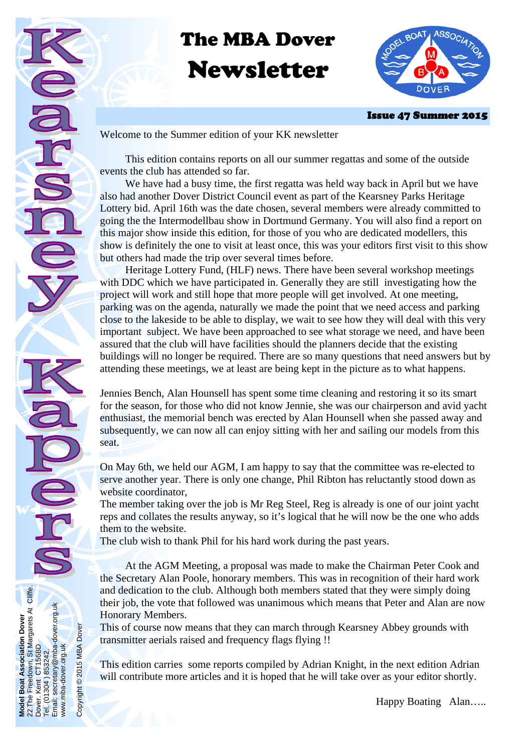# The MBA Dover Newsletter

**Kearsney Kapers**

**Issue 47 Summer 2015**

Welcome to the Summer edition of your KK newsletter

This edition contains reports on all our summer regattas and some of the outside events the club has attended so far.

We have had a busy time, the first regatta was held way back in April but we have also had another Dover District Council event as part of the Kearsney Parks Heritage Lottery bid. April 16th was the date chosen, several members were already committed to going the the Intermodellbau show in Dortmund Germany. You will also find a report on this major show inside this edition, for those of you who are dedicated modellers, this show is definitely the one to visit at least once, this was your editors first visit to this show but others had made the trip over several times before.

Heritage Lottery Fund, (HLF) news. There have been several workshop meetings with DDC which we have participated in. Generally they are still investigating how the project will work and still hope that more people will get involved. At one meeting, parking was on the agenda, naturally we made the point that we need access and parking close to the lakeside to be able to display, we wait to see how they will deal with this very important subject. We have been approached to see what storage we need, and have been assured that the club will have facilities should the planners decide that the existing buildings will no longer be required. There are so many questions that need answers but by attending these meetings, we at least are being kept in the picture as to what happens.

Jennies Bench, Alan Hounsell has spent some time cleaning and restoring it so its smart for the season, for those who did not know Jennie, she was our chairperson and avid yacht enthusiast, the memorial bench was erected by Alan Hounsell when she passed away and subsequently, we can now all can enjoy sitting with her and sailing our models from this seat.

On May 6th, we held our AGM, I am happy to say that the committee was re-elected to serve another year. There is only one change, Phil Ribton has reluctantly stood down as website coordinator,

The member taking over the job is Mr Reg Steel, Reg is already is one of our joint yacht reps and collates the results anyway, so it's logical that he will now be the one who adds them to the website.

The club wish to thank Phil for his hard work during the past years.

At the AGM Meeting, a proposal was made to make the Chairman Peter Cook and the Secretary Alan Poole, honorary members. This was in recognition of their hard work and dedication to the club. Although both members stated that they were simply doing their job, the vote that followed was unanimous which means that Peter and Alan are now Honorary Members.

This of course now means that they can march through Kearsney Abbey grounds with transmitter aerials raised and frequency flags flying !!

This edition carries some reports compiled by Adrian Knight, in the next edition Adrian will contribute more articles and it is hoped that he will take over as your editor shortly.

Happy Boating Alan…..

**Model Boat Association Dover**
22 The Freedown, St Margarets At Cliffe.
Dover. Kent CT156BD
Tel. (01304 ) 853242.
Email: secretary@mba-dover.org.uk
www.mba-dover.org.uk

Copyright © 2015 MBA Dover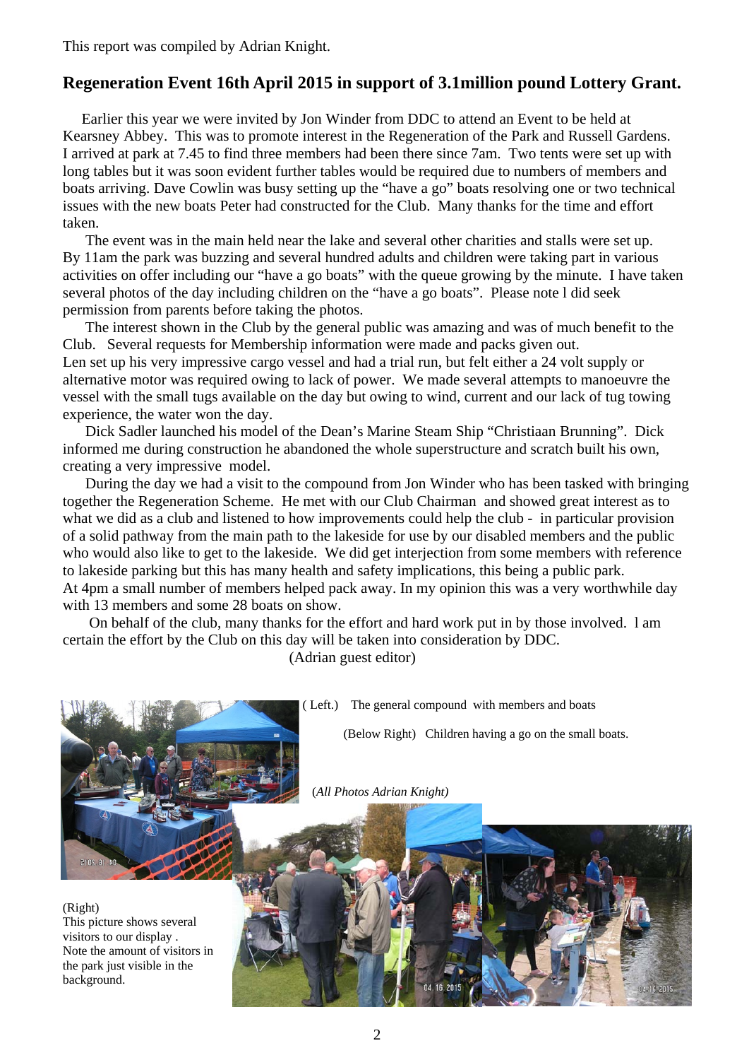This report was compiled by Adrian Knight.

## Regeneration Event 16th April 2015 in support of 3.1million pound Lottery Grant.

Earlier this year we were invited by Jon Winder from DDC to attend an Event to be held at Kearsney Abbey. This was to promote interest in the Regeneration of the Park and Russell Gardens. I arrived at park at 7.45 to find three members had been there since 7am. Two tents were set up with long tables but it was soon evident further tables would be required due to numbers of members and boats arriving. Dave Cowlin was busy setting up the "have a go" boats resolving one or two technical issues with the new boats Peter had constructed for the Club. Many thanks for the time and effort taken.

The event was in the main held near the lake and several other charities and stalls were set up. By 11am the park was buzzing and several hundred adults and children were taking part in various activities on offer including our "have a go boats" with the queue growing by the minute. I have taken several photos of the day including children on the "have a go boats". Please note l did seek permission from parents before taking the photos.

The interest shown in the Club by the general public was amazing and was of much benefit to the Club. Several requests for Membership information were made and packs given out.
Len set up his very impressive cargo vessel and had a trial run, but felt either a 24 volt supply or alternative motor was required owing to lack of power. We made several attempts to manoeuvre the vessel with the small tugs available on the day but owing to wind, current and our lack of tug towing experience, the water won the day.

Dick Sadler launched his model of the Dean's Marine Steam Ship "Christiaan Brunning". Dick informed me during construction he abandoned the whole superstructure and scratch built his own, creating a very impressive model.

During the day we had a visit to the compound from Jon Winder who has been tasked with bringing together the Regeneration Scheme. He met with our Club Chairman and showed great interest as to what we did as a club and listened to how improvements could help the club - in particular provision of a solid pathway from the main path to the lakeside for use by our disabled members and the public who would also like to get to the lakeside. We did get interjection from some members with reference to lakeside parking but this has many health and safety implications, this being a public park.
At 4pm a small number of members helped pack away. In my opinion this was a very worthwhile day with 13 members and some 28 boats on show.

On behalf of the club, many thanks for the effort and hard work put in by those involved. l am certain the effort by the Club on this day will be taken into consideration by DDC.

(Adrian guest editor)

( Left.) The general compound with members and boats

(Below Right) Children having a go on the small boats.

*(All Photos Adrian Knight)*

(Right)
This picture shows several visitors to our display .
Note the amount of visitors in the park just visible in the background.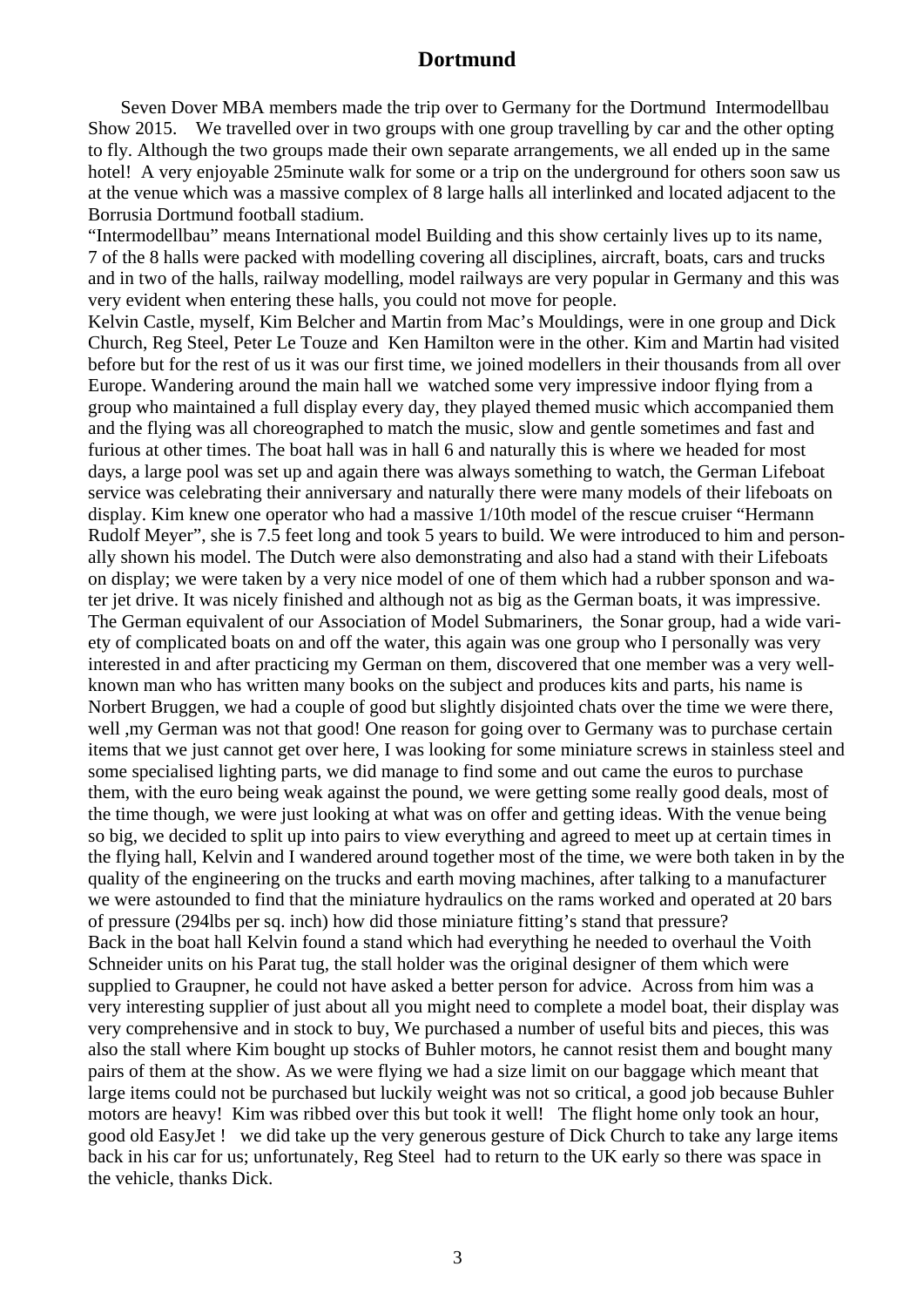## Dortmund

Seven Dover MBA members made the trip over to Germany for the Dortmund Intermodellbau Show 2015. We travelled over in two groups with one group travelling by car and the other opting to fly. Although the two groups made their own separate arrangements, we all ended up in the same hotel! A very enjoyable 25minute walk for some or a trip on the underground for others soon saw us at the venue which was a massive complex of 8 large halls all interlinked and located adjacent to the Borrusia Dortmund football stadium.

"Intermodellbau" means International model Building and this show certainly lives up to its name, 7 of the 8 halls were packed with modelling covering all disciplines, aircraft, boats, cars and trucks and in two of the halls, railway modelling, model railways are very popular in Germany and this was very evident when entering these halls, you could not move for people.

Kelvin Castle, myself, Kim Belcher and Martin from Mac's Mouldings, were in one group and Dick Church, Reg Steel, Peter Le Touze and Ken Hamilton were in the other. Kim and Martin had visited before but for the rest of us it was our first time, we joined modellers in their thousands from all over Europe. Wandering around the main hall we watched some very impressive indoor flying from a group who maintained a full display every day, they played themed music which accompanied them and the flying was all choreographed to match the music, slow and gentle sometimes and fast and furious at other times. The boat hall was in hall 6 and naturally this is where we headed for most days, a large pool was set up and again there was always something to watch, the German Lifeboat service was celebrating their anniversary and naturally there were many models of their lifeboats on display. Kim knew one operator who had a massive 1/10th model of the rescue cruiser "Hermann Rudolf Meyer", she is 7.5 feet long and took 5 years to build. We were introduced to him and personally shown his model. The Dutch were also demonstrating and also had a stand with their Lifeboats on display; we were taken by a very nice model of one of them which had a rubber sponson and water jet drive. It was nicely finished and although not as big as the German boats, it was impressive. The German equivalent of our Association of Model Submariners, the Sonar group, had a wide variety of complicated boats on and off the water, this again was one group who I personally was very interested in and after practicing my German on them, discovered that one member was a very well-known man who has written many books on the subject and produces kits and parts, his name is Norbert Bruggen, we had a couple of good but slightly disjointed chats over the time we were there, well ,my German was not that good! One reason for going over to Germany was to purchase certain items that we just cannot get over here, I was looking for some miniature screws in stainless steel and some specialised lighting parts, we did manage to find some and out came the euros to purchase them, with the euro being weak against the pound, we were getting some really good deals, most of the time though, we were just looking at what was on offer and getting ideas. With the venue being so big, we decided to split up into pairs to view everything and agreed to meet up at certain times in the flying hall, Kelvin and I wandered around together most of the time, we were both taken in by the quality of the engineering on the trucks and earth moving machines, after talking to a manufacturer we were astounded to find that the miniature hydraulics on the rams worked and operated at 20 bars of pressure (294lbs per sq. inch) how did those miniature fitting's stand that pressure?

Back in the boat hall Kelvin found a stand which had everything he needed to overhaul the Voith Schneider units on his Parat tug, the stall holder was the original designer of them which were supplied to Graupner, he could not have asked a better person for advice. Across from him was a very interesting supplier of just about all you might need to complete a model boat, their display was very comprehensive and in stock to buy, We purchased a number of useful bits and pieces, this was also the stall where Kim bought up stocks of Buhler motors, he cannot resist them and bought many pairs of them at the show. As we were flying we had a size limit on our baggage which meant that large items could not be purchased but luckily weight was not so critical, a good job because Buhler motors are heavy! Kim was ribbed over this but took it well! The flight home only took an hour, good old EasyJet ! we did take up the very generous gesture of Dick Church to take any large items back in his car for us; unfortunately, Reg Steel had to return to the UK early so there was space in the vehicle, thanks Dick.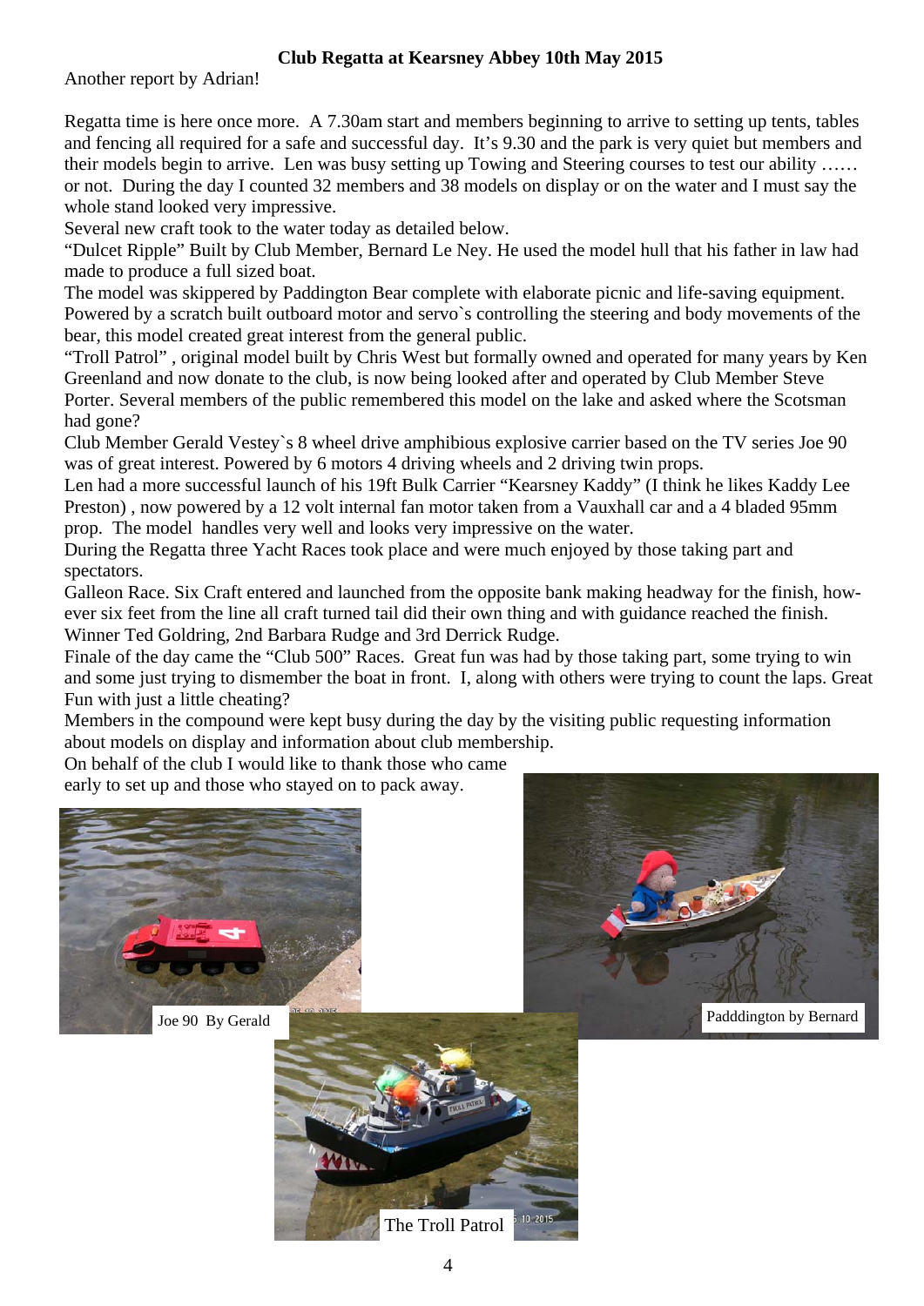**Club Regatta at Kearsney Abbey 10th May 2015**

Another report by Adrian!

Regatta time is here once more. A 7.30am start and members beginning to arrive to setting up tents, tables and fencing all required for a safe and successful day. It's 9.30 and the park is very quiet but members and their models begin to arrive. Len was busy setting up Towing and Steering courses to test our ability …… or not. During the day I counted 32 members and 38 models on display or on the water and I must say the whole stand looked very impressive.

Several new craft took to the water today as detailed below.

"Dulcet Ripple" Built by Club Member, Bernard Le Ney. He used the model hull that his father in law had made to produce a full sized boat.

The model was skippered by Paddington Bear complete with elaborate picnic and life-saving equipment. Powered by a scratch built outboard motor and servo`s controlling the steering and body movements of the bear, this model created great interest from the general public.

"Troll Patrol" , original model built by Chris West but formally owned and operated for many years by Ken Greenland and now donate to the club, is now being looked after and operated by Club Member Steve Porter. Several members of the public remembered this model on the lake and asked where the Scotsman had gone?

Club Member Gerald Vestey`s 8 wheel drive amphibious explosive carrier based on the TV series Joe 90 was of great interest. Powered by 6 motors 4 driving wheels and 2 driving twin props.

Len had a more successful launch of his 19ft Bulk Carrier "Kearsney Kaddy" (I think he likes Kaddy Lee Preston) , now powered by a 12 volt internal fan motor taken from a Vauxhall car and a 4 bladed 95mm prop. The model handles very well and looks very impressive on the water.

During the Regatta three Yacht Races took place and were much enjoyed by those taking part and spectators.

Galleon Race. Six Craft entered and launched from the opposite bank making headway for the finish, however six feet from the line all craft turned tail did their own thing and with guidance reached the finish. Winner Ted Goldring, 2nd Barbara Rudge and 3rd Derrick Rudge.

Finale of the day came the "Club 500" Races. Great fun was had by those taking part, some trying to win and some just trying to dismember the boat in front. I, along with others were trying to count the laps. Great Fun with just a little cheating?

Members in the compound were kept busy during the day by the visiting public requesting information about models on display and information about club membership.

On behalf of the club I would like to thank those who came early to set up and those who stayed on to pack away.

Joe 90 By Gerald

Padddington by Bernard

The Troll Patrol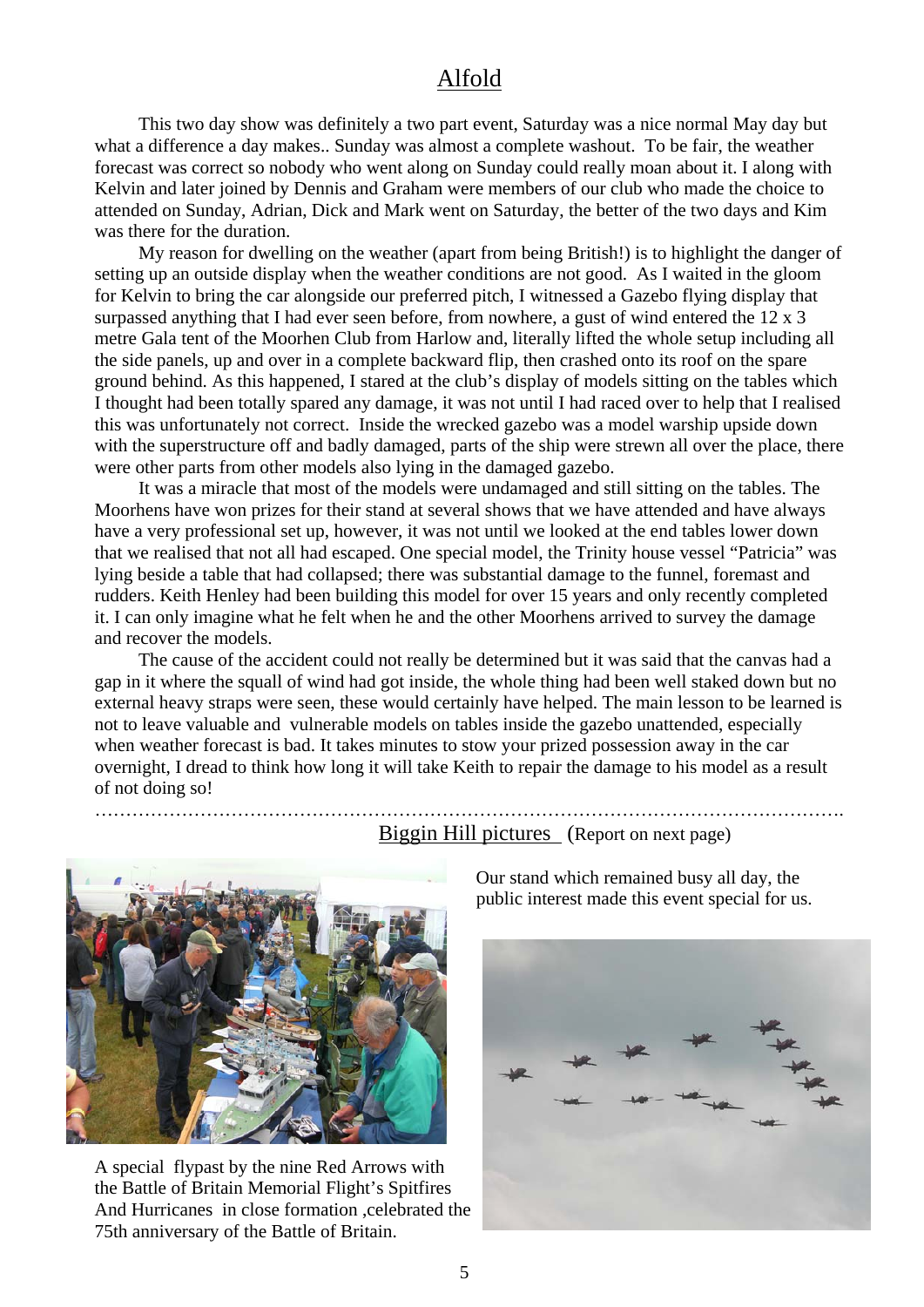# Alfold

This two day show was definitely a two part event, Saturday was a nice normal May day but what a difference a day makes.. Sunday was almost a complete washout. To be fair, the weather forecast was correct so nobody who went along on Sunday could really moan about it. I along with Kelvin and later joined by Dennis and Graham were members of our club who made the choice to attended on Sunday, Adrian, Dick and Mark went on Saturday, the better of the two days and Kim was there for the duration.

My reason for dwelling on the weather (apart from being British!) is to highlight the danger of setting up an outside display when the weather conditions are not good. As I waited in the gloom for Kelvin to bring the car alongside our preferred pitch, I witnessed a Gazebo flying display that surpassed anything that I had ever seen before, from nowhere, a gust of wind entered the 12 x 3 metre Gala tent of the Moorhen Club from Harlow and, literally lifted the whole setup including all the side panels, up and over in a complete backward flip, then crashed onto its roof on the spare ground behind. As this happened, I stared at the club's display of models sitting on the tables which I thought had been totally spared any damage, it was not until I had raced over to help that I realised this was unfortunately not correct. Inside the wrecked gazebo was a model warship upside down with the superstructure off and badly damaged, parts of the ship were strewn all over the place, there were other parts from other models also lying in the damaged gazebo.

It was a miracle that most of the models were undamaged and still sitting on the tables. The Moorhens have won prizes for their stand at several shows that we have attended and have always have a very professional set up, however, it was not until we looked at the end tables lower down that we realised that not all had escaped. One special model, the Trinity house vessel "Patricia" was lying beside a table that had collapsed; there was substantial damage to the funnel, foremast and rudders. Keith Henley had been building this model for over 15 years and only recently completed it. I can only imagine what he felt when he and the other Moorhens arrived to survey the damage and recover the models.

The cause of the accident could not really be determined but it was said that the canvas had a gap in it where the squall of wind had got inside, the whole thing had been well staked down but no external heavy straps were seen, these would certainly have helped. The main lesson to be learned is not to leave valuable and vulnerable models on tables inside the gazebo unattended, especially when weather forecast is bad. It takes minutes to stow your prized possession away in the car overnight, I dread to think how long it will take Keith to repair the damage to his model as a result of not doing so!

…………………………………………………………………………………………………………

## Biggin Hill pictures (Report on next page)

Our stand which remained busy all day, the public interest made this event special for us.

A special flypast by the nine Red Arrows with the Battle of Britain Memorial Flight's Spitfires And Hurricanes in close formation ,celebrated the 75th anniversary of the Battle of Britain.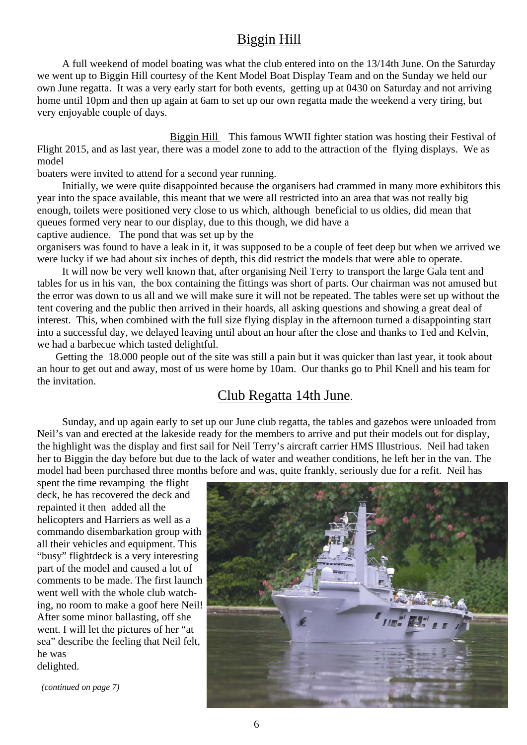## Biggin Hill

A full weekend of model boating was what the club entered into on the 13/14th June. On the Saturday we went up to Biggin Hill courtesy of the Kent Model Boat Display Team and on the Sunday we held our own June regatta. It was a very early start for both events, getting up at 0430 on Saturday and not arriving home until 10pm and then up again at 6am to set up our own regatta made the weekend a very tiring, but very enjoyable couple of days.

Biggin Hill This famous WWII fighter station was hosting their Festival of Flight 2015, and as last year, there was a model zone to add to the attraction of the flying displays. We as model boaters were invited to attend for a second year running.

Initially, we were quite disappointed because the organisers had crammed in many more exhibitors this year into the space available, this meant that we were all restricted into an area that was not really big enough, toilets were positioned very close to us which, although beneficial to us oldies, did mean that queues formed very near to our display, due to this though, we did have a captive audience. The pond that was set up by the organisers was found to have a leak in it, it was supposed to be a couple of feet deep but when we arrived we were lucky if we had about six inches of depth, this did restrict the models that were able to operate.

It will now be very well known that, after organising Neil Terry to transport the large Gala tent and tables for us in his van, the box containing the fittings was short of parts. Our chairman was not amused but the error was down to us all and we will make sure it will not be repeated. The tables were set up without the tent covering and the public then arrived in their hoards, all asking questions and showing a great deal of interest. This, when combined with the full size flying display in the afternoon turned a disappointing start into a successful day, we delayed leaving until about an hour after the close and thanks to Ted and Kelvin, we had a barbecue which tasted delightful.

Getting the 18.000 people out of the site was still a pain but it was quicker than last year, it took about an hour to get out and away, most of us were home by 10am. Our thanks go to Phil Knell and his team for the invitation.

## Club Regatta 14th June.

Sunday, and up again early to set up our June club regatta, the tables and gazebos were unloaded from Neil's van and erected at the lakeside ready for the members to arrive and put their models out for display, the highlight was the display and first sail for Neil Terry's aircraft carrier HMS Illustrious. Neil had taken her to Biggin the day before but due to the lack of water and weather conditions, he left her in the van. The model had been purchased three months before and was, quite frankly, seriously due for a refit. Neil has spent the time revamping the flight deck, he has recovered the deck and repainted it then added all the helicopters and Harriers as well as a commando disembarkation group with all their vehicles and equipment. This "busy" flightdeck is a very interesting part of the model and caused a lot of comments to be made. The first launch went well with the whole club watching, no room to make a goof here Neil! After some minor ballasting, off she went. I will let the pictures of her "at sea" describe the feeling that Neil felt, he was delighted.

*(continued on page 7)*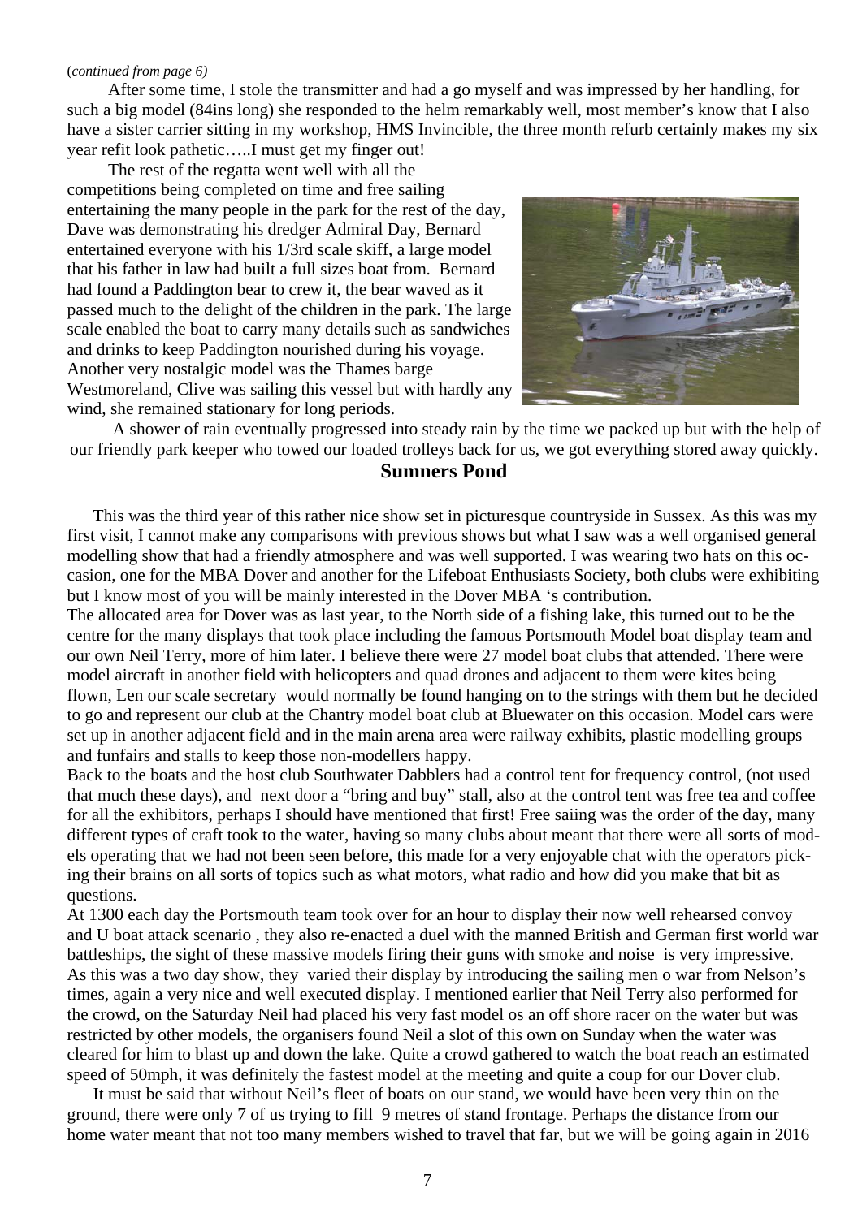(*continued from page 6)*

After some time, I stole the transmitter and had a go myself and was impressed by her handling, for such a big model (84ins long) she responded to the helm remarkably well, most member's know that I also have a sister carrier sitting in my workshop, HMS Invincible, the three month refurb certainly makes my six year refit look pathetic…..I must get my finger out!

The rest of the regatta went well with all the competitions being completed on time and free sailing entertaining the many people in the park for the rest of the day, Dave was demonstrating his dredger Admiral Day, Bernard entertained everyone with his 1/3rd scale skiff, a large model that his father in law had built a full sizes boat from. Bernard had found a Paddington bear to crew it, the bear waved as it passed much to the delight of the children in the park. The large scale enabled the boat to carry many details such as sandwiches and drinks to keep Paddington nourished during his voyage. Another very nostalgic model was the Thames barge Westmoreland, Clive was sailing this vessel but with hardly any wind, she remained stationary for long periods.

A shower of rain eventually progressed into steady rain by the time we packed up but with the help of our friendly park keeper who towed our loaded trolleys back for us, we got everything stored away quickly.

## Sumners Pond

This was the third year of this rather nice show set in picturesque countryside in Sussex. As this was my first visit, I cannot make any comparisons with previous shows but what I saw was a well organised general modelling show that had a friendly atmosphere and was well supported. I was wearing two hats on this occasion, one for the MBA Dover and another for the Lifeboat Enthusiasts Society, both clubs were exhibiting but I know most of you will be mainly interested in the Dover MBA 's contribution.

The allocated area for Dover was as last year, to the North side of a fishing lake, this turned out to be the centre for the many displays that took place including the famous Portsmouth Model boat display team and our own Neil Terry, more of him later. I believe there were 27 model boat clubs that attended. There were model aircraft in another field with helicopters and quad drones and adjacent to them were kites being flown, Len our scale secretary would normally be found hanging on to the strings with them but he decided to go and represent our club at the Chantry model boat club at Bluewater on this occasion. Model cars were set up in another adjacent field and in the main arena area were railway exhibits, plastic modelling groups and funfairs and stalls to keep those non-modellers happy.

Back to the boats and the host club Southwater Dabblers had a control tent for frequency control, (not used that much these days), and next door a "bring and buy" stall, also at the control tent was free tea and coffee for all the exhibitors, perhaps I should have mentioned that first! Free saiing was the order of the day, many different types of craft took to the water, having so many clubs about meant that there were all sorts of models operating that we had not been seen before, this made for a very enjoyable chat with the operators picking their brains on all sorts of topics such as what motors, what radio and how did you make that bit as questions.

At 1300 each day the Portsmouth team took over for an hour to display their now well rehearsed convoy and U boat attack scenario , they also re-enacted a duel with the manned British and German first world war battleships, the sight of these massive models firing their guns with smoke and noise is very impressive. As this was a two day show, they varied their display by introducing the sailing men o war from Nelson's times, again a very nice and well executed display. I mentioned earlier that Neil Terry also performed for the crowd, on the Saturday Neil had placed his very fast model os an off shore racer on the water but was restricted by other models, the organisers found Neil a slot of this own on Sunday when the water was cleared for him to blast up and down the lake. Quite a crowd gathered to watch the boat reach an estimated speed of 50mph, it was definitely the fastest model at the meeting and quite a coup for our Dover club.

It must be said that without Neil's fleet of boats on our stand, we would have been very thin on the ground, there were only 7 of us trying to fill 9 metres of stand frontage. Perhaps the distance from our home water meant that not too many members wished to travel that far, but we will be going again in 2016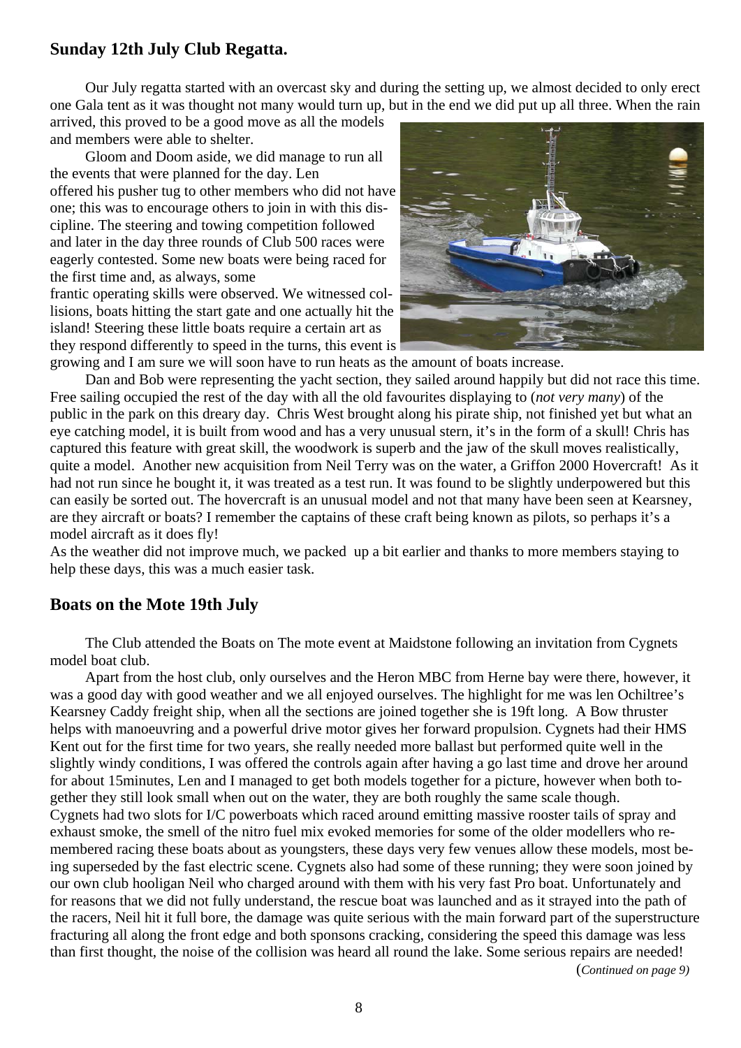## Sunday 12th July Club Regatta.

Our July regatta started with an overcast sky and during the setting up, we almost decided to only erect one Gala tent as it was thought not many would turn up, but in the end we did put up all three. When the rain arrived, this proved to be a good move as all the models and members were able to shelter.

Gloom and Doom aside, we did manage to run all the events that were planned for the day. Len offered his pusher tug to other members who did not have one; this was to encourage others to join in with this discipline. The steering and towing competition followed and later in the day three rounds of Club 500 races were eagerly contested. Some new boats were being raced for the first time and, as always, some frantic operating skills were observed. We witnessed collisions, boats hitting the start gate and one actually hit the island! Steering these little boats require a certain art as they respond differently to speed in the turns, this event is growing and I am sure we will soon have to run heats as the amount of boats increase.

Dan and Bob were representing the yacht section, they sailed around happily but did not race this time. Free sailing occupied the rest of the day with all the old favourites displaying to (*not very many*) of the public in the park on this dreary day. Chris West brought along his pirate ship, not finished yet but what an eye catching model, it is built from wood and has a very unusual stern, it's in the form of a skull! Chris has captured this feature with great skill, the woodwork is superb and the jaw of the skull moves realistically, quite a model. Another new acquisition from Neil Terry was on the water, a Griffon 2000 Hovercraft! As it had not run since he bought it, it was treated as a test run. It was found to be slightly underpowered but this can easily be sorted out. The hovercraft is an unusual model and not that many have been seen at Kearsney, are they aircraft or boats? I remember the captains of these craft being known as pilots, so perhaps it's a model aircraft as it does fly!

As the weather did not improve much, we packed up a bit earlier and thanks to more members staying to help these days, this was a much easier task.

## Boats on the Mote 19th July

The Club attended the Boats on The mote event at Maidstone following an invitation from Cygnets model boat club.

Apart from the host club, only ourselves and the Heron MBC from Herne bay were there, however, it was a good day with good weather and we all enjoyed ourselves. The highlight for me was len Ochiltree's Kearsney Caddy freight ship, when all the sections are joined together she is 19ft long. A Bow thruster helps with manoeuvring and a powerful drive motor gives her forward propulsion. Cygnets had their HMS Kent out for the first time for two years, she really needed more ballast but performed quite well in the slightly windy conditions, I was offered the controls again after having a go last time and drove her around for about 15minutes, Len and I managed to get both models together for a picture, however when both together they still look small when out on the water, they are both roughly the same scale though.

Cygnets had two slots for I/C powerboats which raced around emitting massive rooster tails of spray and exhaust smoke, the smell of the nitro fuel mix evoked memories for some of the older modellers who remembered racing these boats about as youngsters, these days very few venues allow these models, most being superseded by the fast electric scene. Cygnets also had some of these running; they were soon joined by our own club hooligan Neil who charged around with them with his very fast Pro boat. Unfortunately and for reasons that we did not fully understand, the rescue boat was launched and as it strayed into the path of the racers, Neil hit it full bore, the damage was quite serious with the main forward part of the superstructure fracturing all along the front edge and both sponsons cracking, considering the speed this damage was less than first thought, the noise of the collision was heard all round the lake. Some serious repairs are needed!

(*Continued on page 9*)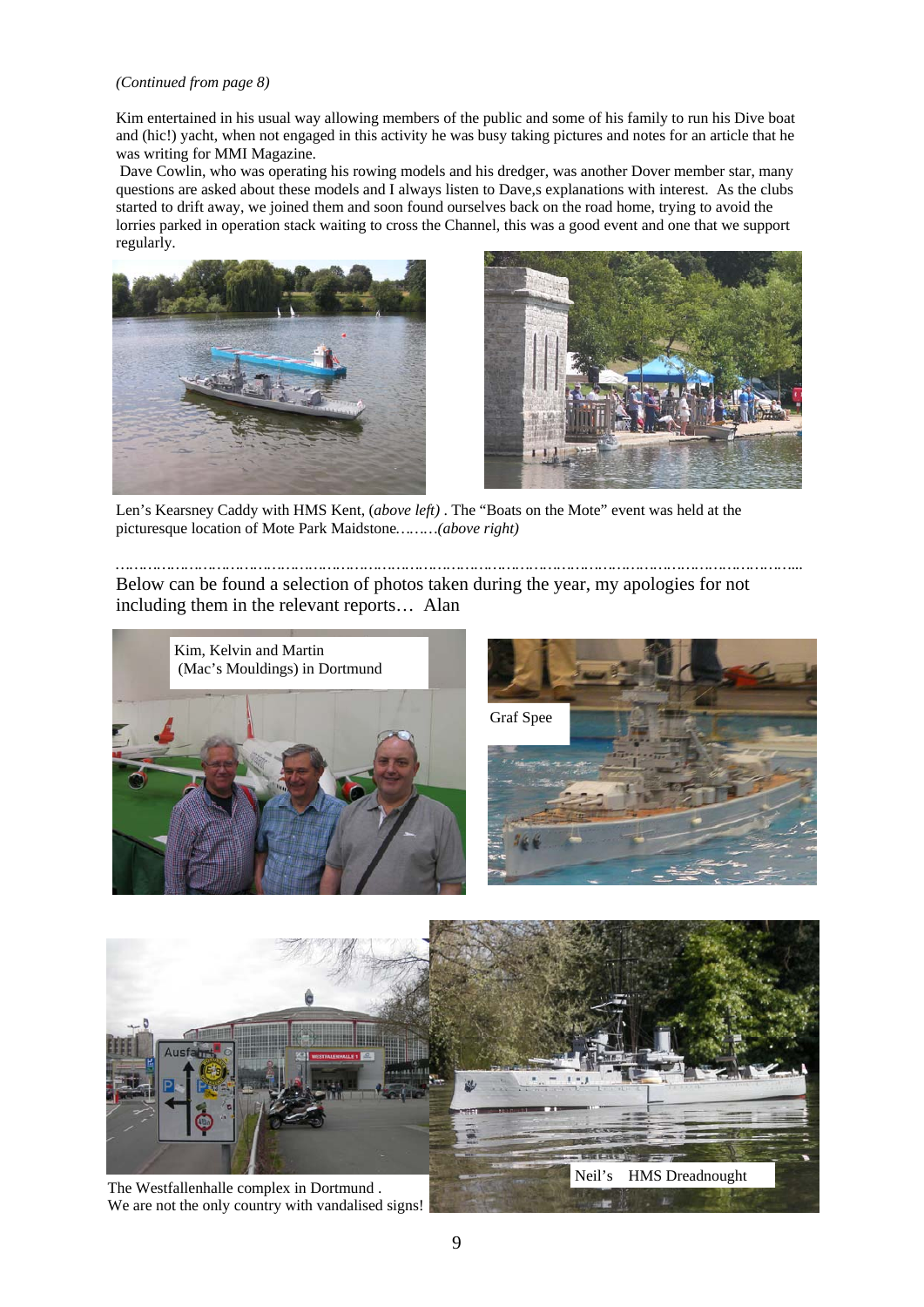*(Continued from page 8)*

Kim entertained in his usual way allowing members of the public and some of his family to run his Dive boat and (hic!) yacht, when not engaged in this activity he was busy taking pictures and notes for an article that he was writing for MMI Magazine.

Dave Cowlin, who was operating his rowing models and his dredger, was another Dover member star, many questions are asked about these models and I always listen to Dave,s explanations with interest. As the clubs started to drift away, we joined them and soon found ourselves back on the road home, trying to avoid the lorries parked in operation stack waiting to cross the Channel, this was a good event and one that we support regularly.

Len's Kearsney Caddy with HMS Kent, *(above left)* . The "Boats on the Mote" event was held at the picturesque location of Mote Park Maidstone*………(above right)*

…………………………………………………………………………………………………………………....

Below can be found a selection of photos taken during the year, my apologies for not including them in the relevant reports… Alan

Kim, Kelvin and Martin (Mac's Mouldings) in Dortmund

Graf Spee

The Westfallenhalle complex in Dortmund .
We are not the only country with vandalised signs!

Neil's HMS Dreadnought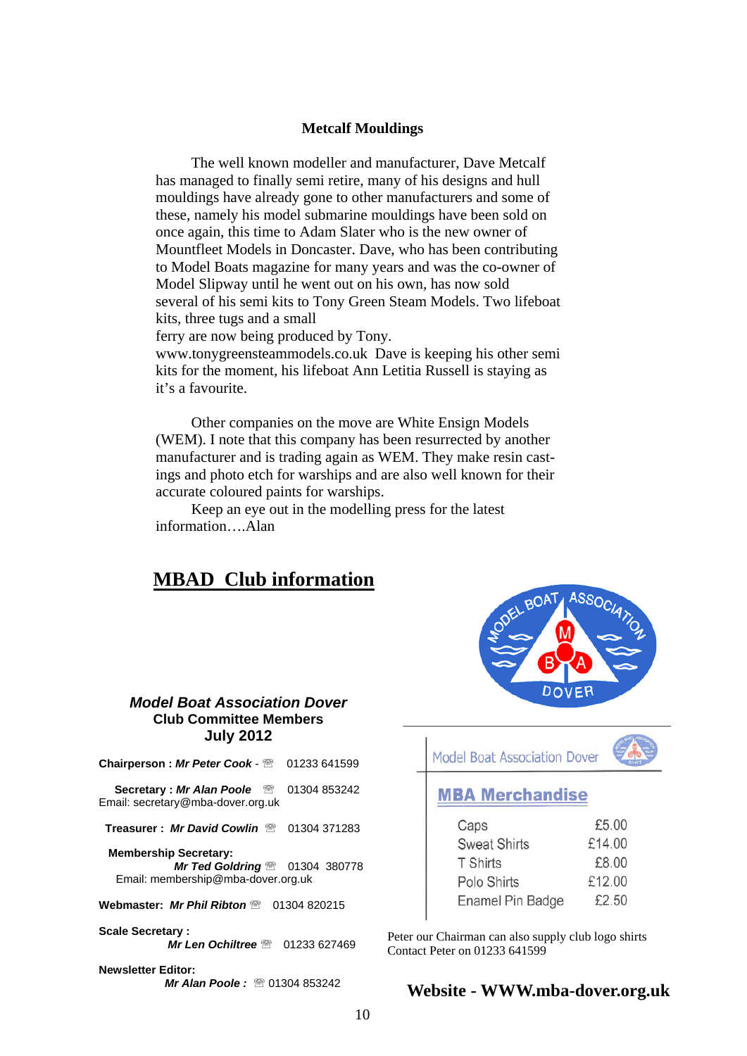**Metcalf Mouldings**

The well known modeller and manufacturer, Dave Metcalf has managed to finally semi retire, many of his designs and hull mouldings have already gone to other manufacturers and some of these, namely his model submarine mouldings have been sold on once again, this time to Adam Slater who is the new owner of Mountfleet Models in Doncaster. Dave, who has been contributing to Model Boats magazine for many years and was the co-owner of Model Slipway until he went out on his own, has now sold several of his semi kits to Tony Green Steam Models. Two lifeboat kits, three tugs and a small ferry are now being produced by Tony. www.tonygreensteammodels.co.uk Dave is keeping his other semi kits for the moment, his lifeboat Ann Letitia Russell is staying as it's a favourite.

Other companies on the move are White Ensign Models (WEM). I note that this company has been resurrected by another manufacturer and is trading again as WEM. They make resin castings and photo etch for warships and are also well known for their accurate coloured paints for warships.

Keep an eye out in the modelling press for the latest information….Alan

## MBAD Club information

***Model Boat Association Dover***
**Club Committee Members**
**July 2012**

**Chairperson : *Mr Peter Cook*** - ☏ 01233 641599

**Secretary : *Mr Alan Poole*** ☏ 01304 853242
Email: secretary@mba-dover.org.uk

**Treasurer : *Mr David Cowlin*** ☏ 01304 371283

**Membership Secretary:**
***Mr Ted Goldring*** ☏ 01304 380778
Email: membership@mba-dover.org.uk

**Webmaster: *Mr Phil Ribton*** ☏ 01304 820215

**Scale Secretary :**
***Mr Len Ochiltree*** ☏ 01233 627469

**Newsletter Editor:**
***Mr Alan Poole :*** ☏ 01304 853242

Model Boat Association Dover

### MBA Merchandise

| | |
|---|---|
| Caps | £5.00 |
| Sweat Shirts | £14.00 |
| T Shirts | £8.00 |
| Polo Shirts | £12.00 |
| Enamel Pin Badge | £2.50 |

Peter our Chairman can also supply club logo shirts
Contact Peter on 01233 641599

**Website - WWW.mba-dover.org.uk**